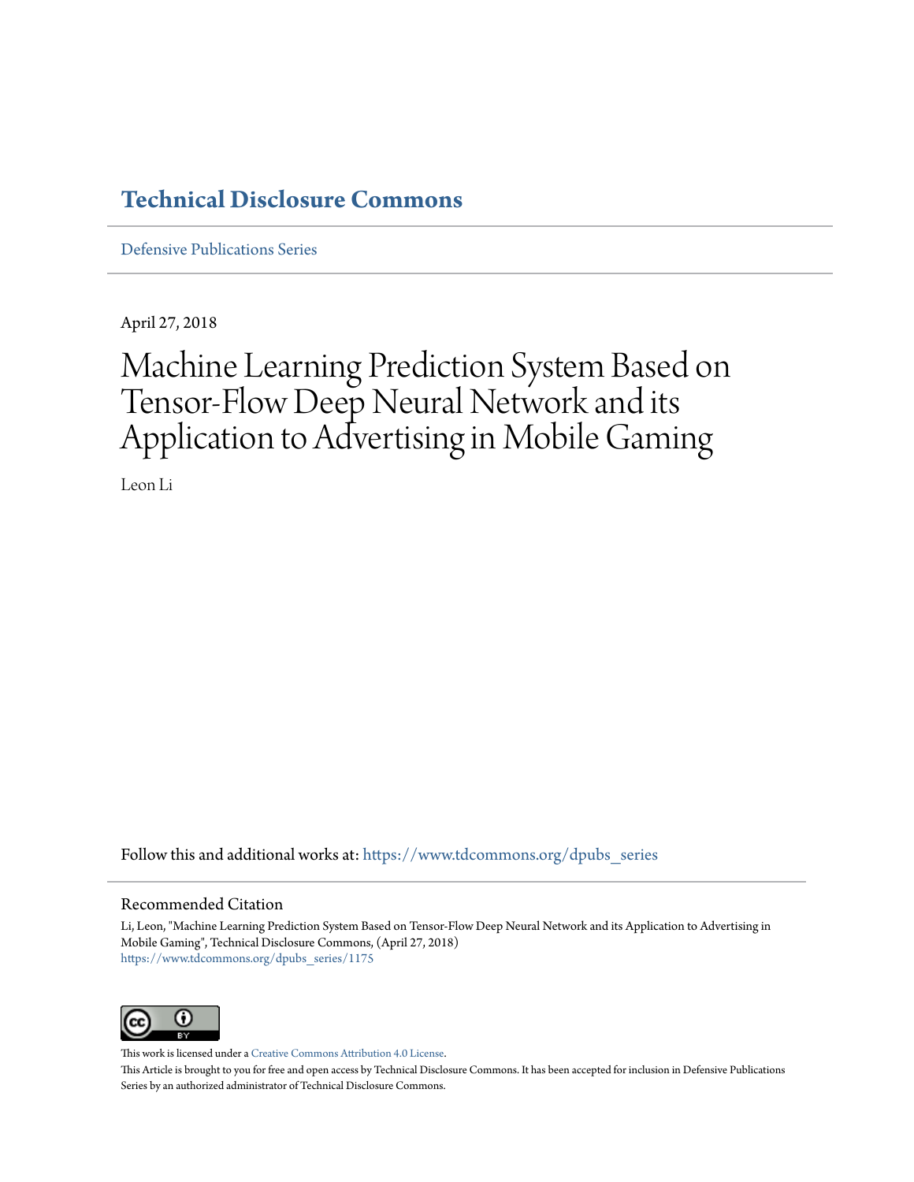# Technical Disclosure Commons

Defensive Publications Series

April 27, 2018

# Machine Learning Prediction System Based on Tensor-Flow Deep Neural Network and its Application to Advertising in Mobile Gaming

Leon Li

Follow this and additional works at: https://www.tdcommons.org/dpubs_series

## Recommended Citation

Li, Leon, "Machine Learning Prediction System Based on Tensor-Flow Deep Neural Network and its Application to Advertising in Mobile Gaming", Technical Disclosure Commons, (April 27, 2018)
https://www.tdcommons.org/dpubs_series/1175

This work is licensed under a Creative Commons Attribution 4.0 License.
This Article is brought to you for free and open access by Technical Disclosure Commons. It has been accepted for inclusion in Defensive Publications Series by an authorized administrator of Technical Disclosure Commons.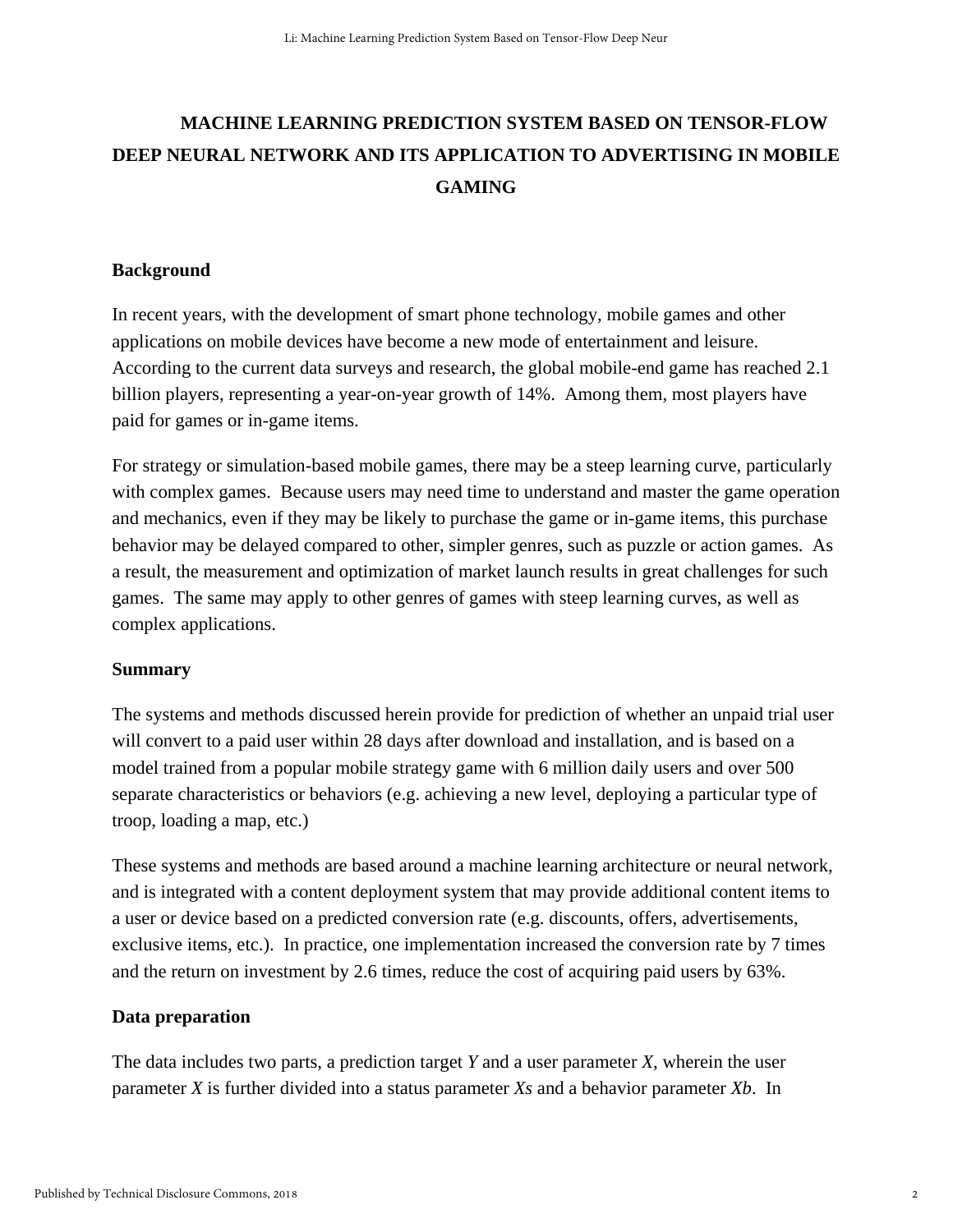# MACHINE LEARNING PREDICTION SYSTEM BASED ON TENSOR-FLOW DEEP NEURAL NETWORK AND ITS APPLICATION TO ADVERTISING IN MOBILE GAMING

## Background

In recent years, with the development of smart phone technology, mobile games and other applications on mobile devices have become a new mode of entertainment and leisure. According to the current data surveys and research, the global mobile-end game has reached 2.1 billion players, representing a year-on-year growth of 14%. Among them, most players have paid for games or in-game items.

For strategy or simulation-based mobile games, there may be a steep learning curve, particularly with complex games. Because users may need time to understand and master the game operation and mechanics, even if they may be likely to purchase the game or in-game items, this purchase behavior may be delayed compared to other, simpler genres, such as puzzle or action games. As a result, the measurement and optimization of market launch results in great challenges for such games. The same may apply to other genres of games with steep learning curves, as well as complex applications.

## Summary

The systems and methods discussed herein provide for prediction of whether an unpaid trial user will convert to a paid user within 28 days after download and installation, and is based on a model trained from a popular mobile strategy game with 6 million daily users and over 500 separate characteristics or behaviors (e.g. achieving a new level, deploying a particular type of troop, loading a map, etc.)

These systems and methods are based around a machine learning architecture or neural network, and is integrated with a content deployment system that may provide additional content items to a user or device based on a predicted conversion rate (e.g. discounts, offers, advertisements, exclusive items, etc.). In practice, one implementation increased the conversion rate by 7 times and the return on investment by 2.6 times, reduce the cost of acquiring paid users by 63%.

## Data preparation

The data includes two parts, a prediction target $Y$ and a user parameter $X$, wherein the user parameter $X$ is further divided into a status parameter $Xs$ and a behavior parameter $Xb$. In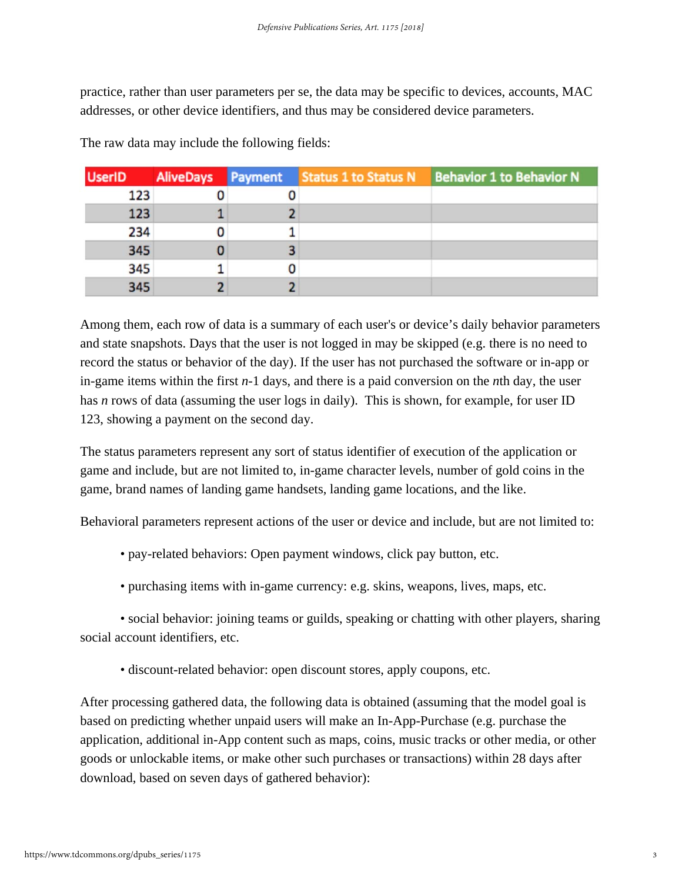practice, rather than user parameters per se, the data may be specific to devices, accounts, MAC addresses, or other device identifiers, and thus may be considered device parameters.

The raw data may include the following fields:

| UserID | AliveDays | Payment | Status 1 to Status N | Behavior 1 to Behavior N |
|---|---|---|---|---|
| 123 | 0 | 0 | | |
| 123 | 1 | 2 | | |
| 234 | 0 | 1 | | |
| 345 | 0 | 3 | | |
| 345 | 1 | 0 | | |
| 345 | 2 | 2 | | |

Among them, each row of data is a summary of each user's or device's daily behavior parameters and state snapshots. Days that the user is not logged in may be skipped (e.g. there is no need to record the status or behavior of the day). If the user has not purchased the software or in-app or in-game items within the first $n$-1 days, and there is a paid conversion on the $n$th day, the user has $n$ rows of data (assuming the user logs in daily). This is shown, for example, for user ID 123, showing a payment on the second day.

The status parameters represent any sort of status identifier of execution of the application or game and include, but are not limited to, in-game character levels, number of gold coins in the game, brand names of landing game handsets, landing game locations, and the like.

Behavioral parameters represent actions of the user or device and include, but are not limited to:

- pay-related behaviors: Open payment windows, click pay button, etc.
- purchasing items with in-game currency: e.g. skins, weapons, lives, maps, etc.
- social behavior: joining teams or guilds, speaking or chatting with other players, sharing social account identifiers, etc.
- discount-related behavior: open discount stores, apply coupons, etc.

After processing gathered data, the following data is obtained (assuming that the model goal is based on predicting whether unpaid users will make an In-App-Purchase (e.g. purchase the application, additional in-App content such as maps, coins, music tracks or other media, or other goods or unlockable items, or make other such purchases or transactions) within 28 days after download, based on seven days of gathered behavior):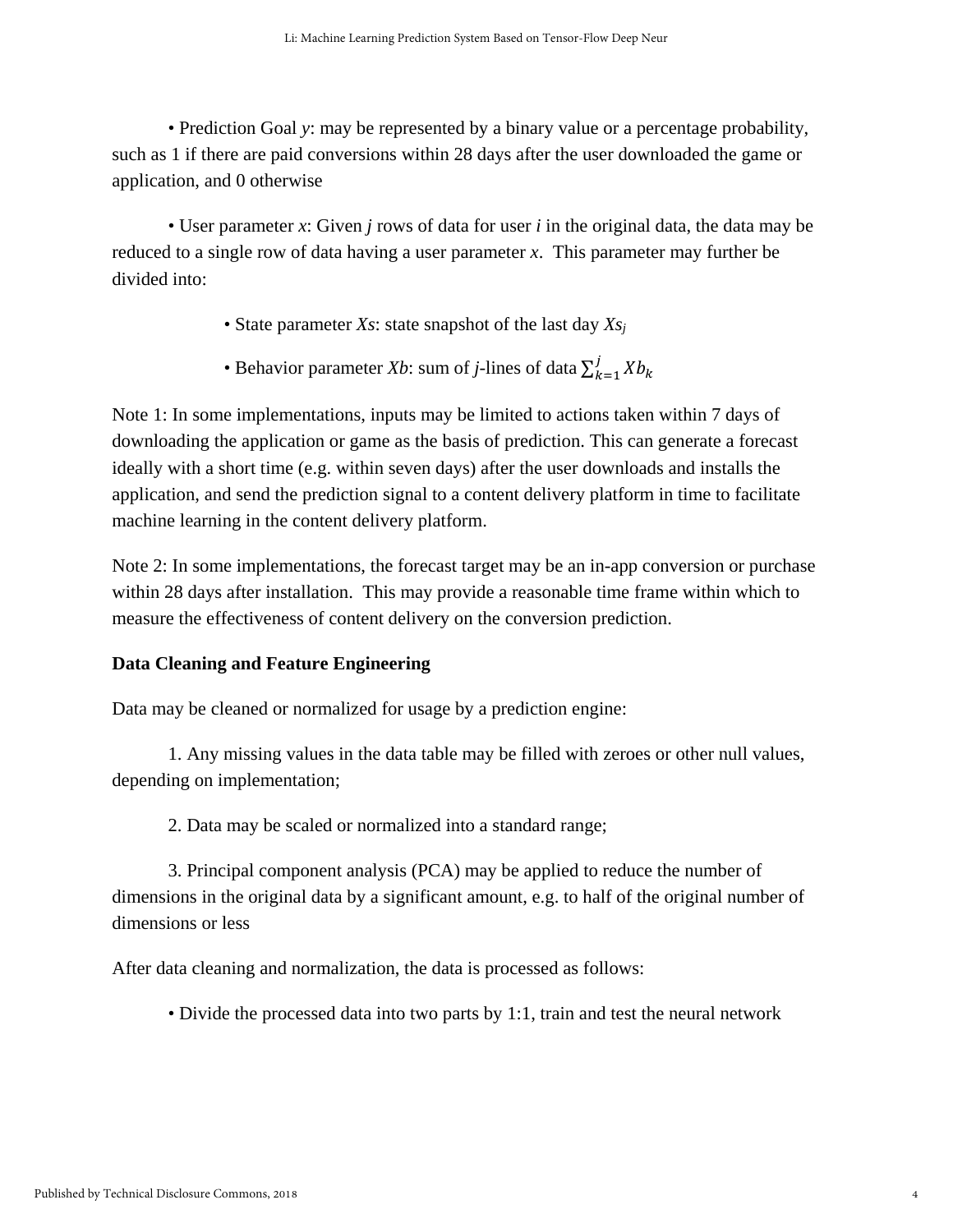• Prediction Goal *y*: may be represented by a binary value or a percentage probability, such as 1 if there are paid conversions within 28 days after the user downloaded the game or application, and 0 otherwise

• User parameter *x*: Given *j* rows of data for user *i* in the original data, the data may be reduced to a single row of data having a user parameter *x*. This parameter may further be divided into:

- State parameter $Xs$: state snapshot of the last day $Xs_j$
- Behavior parameter $Xb$: sum of *j*-lines of data $\sum_{k=1}^{j} Xb_k$

Note 1: In some implementations, inputs may be limited to actions taken within 7 days of downloading the application or game as the basis of prediction. This can generate a forecast ideally with a short time (e.g. within seven days) after the user downloads and installs the application, and send the prediction signal to a content delivery platform in time to facilitate machine learning in the content delivery platform.

Note 2: In some implementations, the forecast target may be an in-app conversion or purchase within 28 days after installation. This may provide a reasonable time frame within which to measure the effectiveness of content delivery on the conversion prediction.

**Data Cleaning and Feature Engineering**

Data may be cleaned or normalized for usage by a prediction engine:

1. Any missing values in the data table may be filled with zeroes or other null values, depending on implementation;

2. Data may be scaled or normalized into a standard range;

3. Principal component analysis (PCA) may be applied to reduce the number of dimensions in the original data by a significant amount, e.g. to half of the original number of dimensions or less

After data cleaning and normalization, the data is processed as follows:

• Divide the processed data into two parts by 1:1, train and test the neural network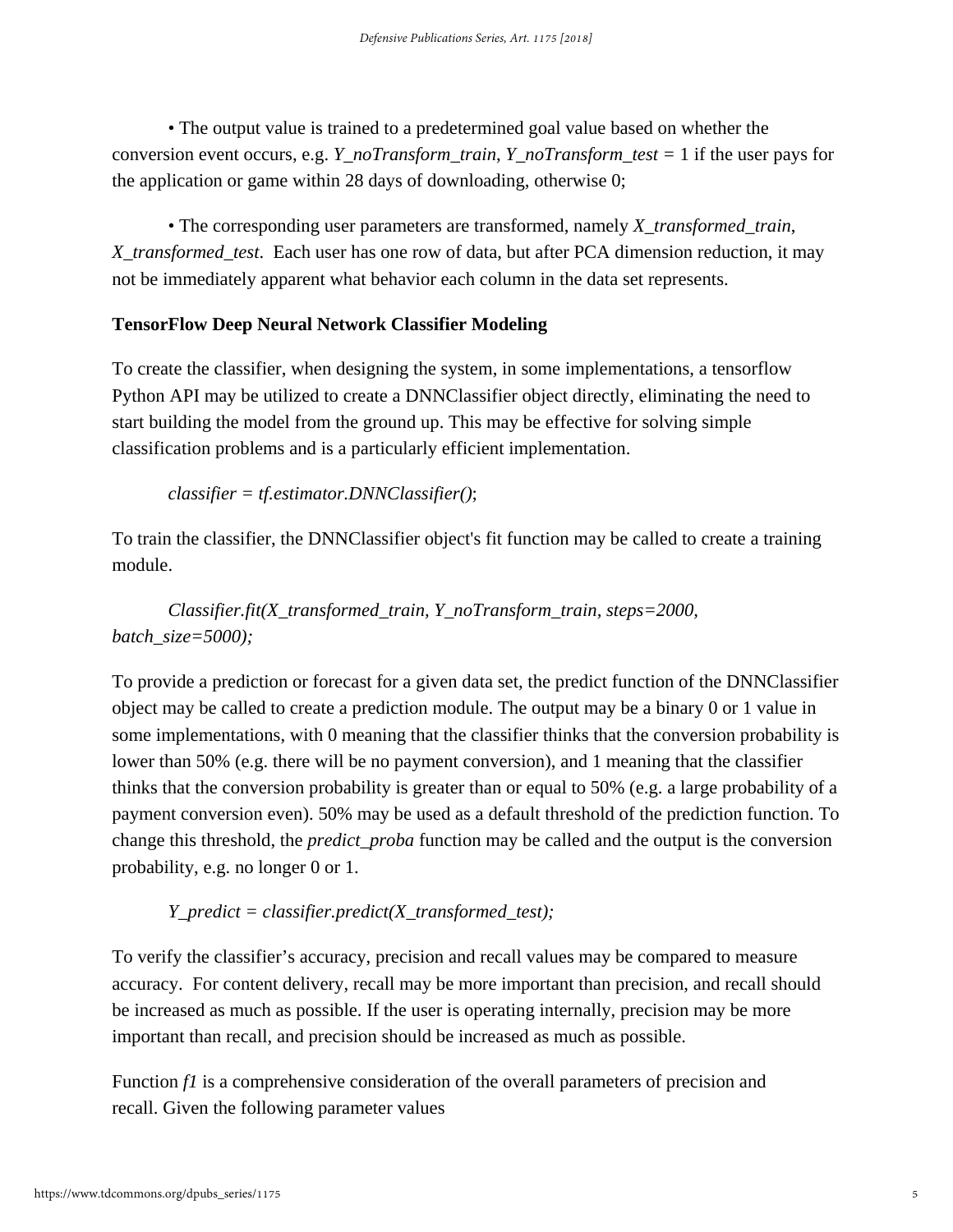• The output value is trained to a predetermined goal value based on whether the conversion event occurs, e.g. *Y_noTransform_train*, *Y_noTransform_test* = 1 if the user pays for the application or game within 28 days of downloading, otherwise 0;

• The corresponding user parameters are transformed, namely *X_transformed_train*, *X_transformed_test*. Each user has one row of data, but after PCA dimension reduction, it may not be immediately apparent what behavior each column in the data set represents.

**TensorFlow Deep Neural Network Classifier Modeling**

To create the classifier, when designing the system, in some implementations, a tensorflow Python API may be utilized to create a DNNClassifier object directly, eliminating the need to start building the model from the ground up. This may be effective for solving simple classification problems and is a particularly efficient implementation.

*classifier = tf.estimator.DNNClassifier()*;

To train the classifier, the DNNClassifier object's fit function may be called to create a training module.

*Classifier.fit(X_transformed_train, Y_noTransform_train, steps=2000, batch_size=5000);*

To provide a prediction or forecast for a given data set, the predict function of the DNNClassifier object may be called to create a prediction module. The output may be a binary 0 or 1 value in some implementations, with 0 meaning that the classifier thinks that the conversion probability is lower than 50% (e.g. there will be no payment conversion), and 1 meaning that the classifier thinks that the conversion probability is greater than or equal to 50% (e.g. a large probability of a payment conversion even). 50% may be used as a default threshold of the prediction function. To change this threshold, the *predict_proba* function may be called and the output is the conversion probability, e.g. no longer 0 or 1.

*Y_predict = classifier.predict(X_transformed_test);*

To verify the classifier's accuracy, precision and recall values may be compared to measure accuracy. For content delivery, recall may be more important than precision, and recall should be increased as much as possible. If the user is operating internally, precision may be more important than recall, and precision should be increased as much as possible.

Function *f1* is a comprehensive consideration of the overall parameters of precision and recall. Given the following parameter values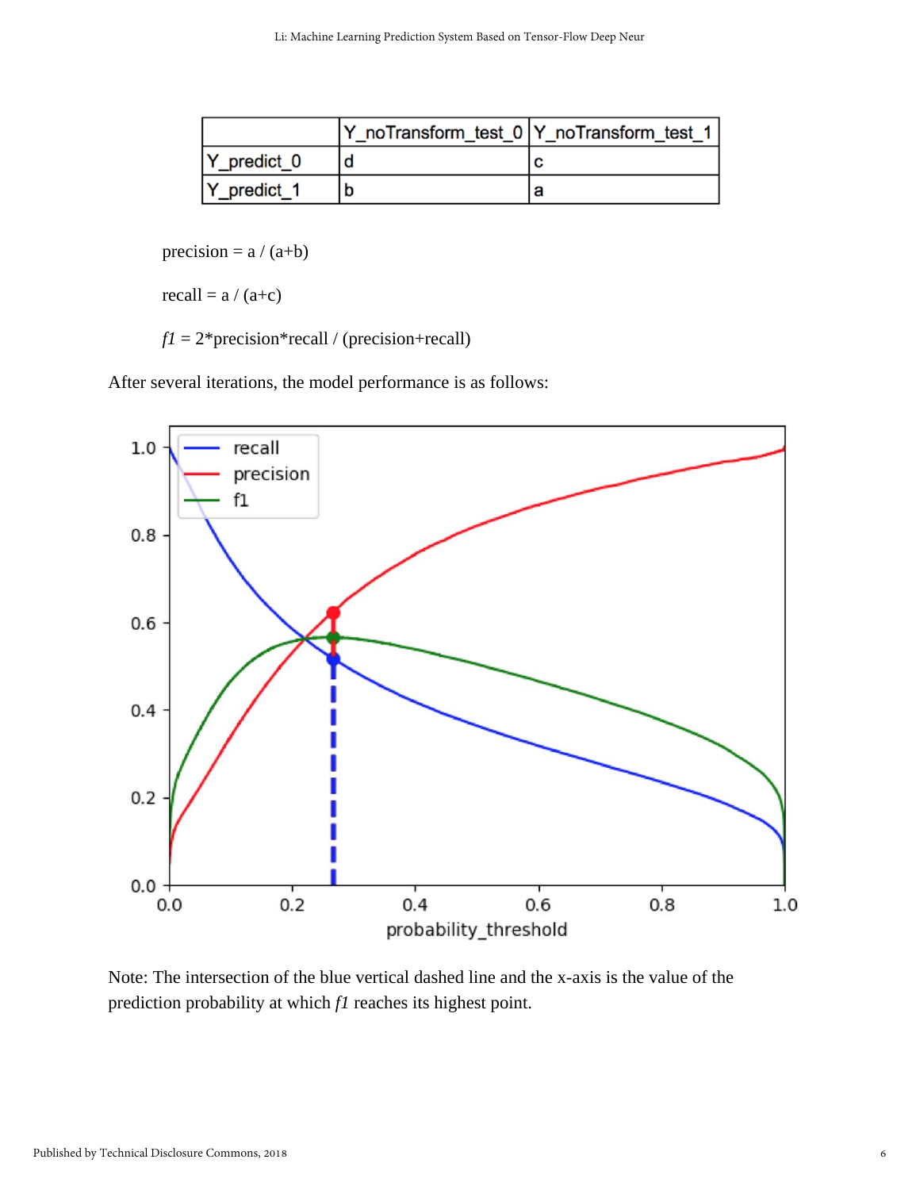| | Y_noTransform_test_0 | Y_noTransform_test_1 |
|---|---|---|
| Y_predict_0 | d | c |
| Y_predict_1 | b | a |

precision = a / (a+b)

recall = a / (a+c)

*f1* = 2*precision*recall / (precision+recall)

After several iterations, the model performance is as follows:

Note: The intersection of the blue vertical dashed line and the x-axis is the value of the prediction probability at which *f1* reaches its highest point.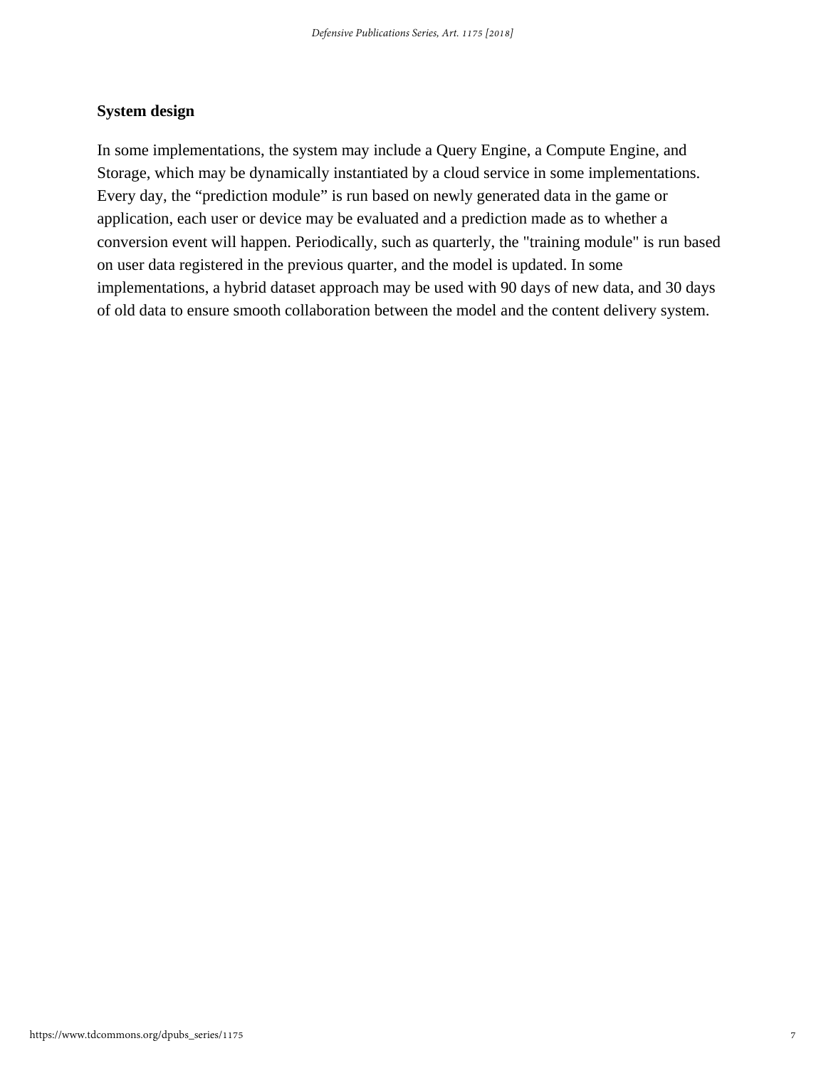### System design

In some implementations, the system may include a Query Engine, a Compute Engine, and Storage, which may be dynamically instantiated by a cloud service in some implementations. Every day, the “prediction module” is run based on newly generated data in the game or application, each user or device may be evaluated and a prediction made as to whether a conversion event will happen. Periodically, such as quarterly, the "training module" is run based on user data registered in the previous quarter, and the model is updated. In some implementations, a hybrid dataset approach may be used with 90 days of new data, and 30 days of old data to ensure smooth collaboration between the model and the content delivery system.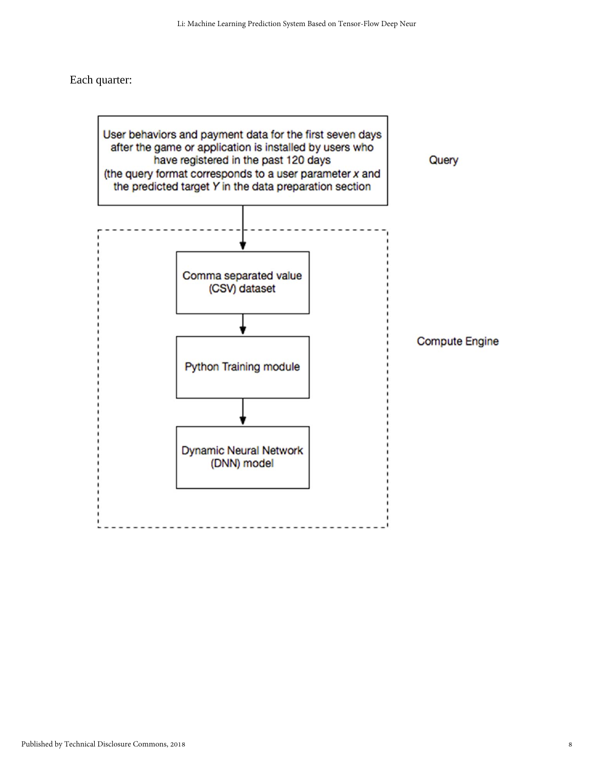Each quarter:

User behaviors and payment data for the first seven days after the game or application is installed by users who have registered in the past 120 days (the query format corresponds to a user parameter $x$ and the predicted target $Y$ in the data preparation section

Query

Comma separated value (CSV) dataset

Python Training module

Dynamic Neural Network (DNN) model

Compute Engine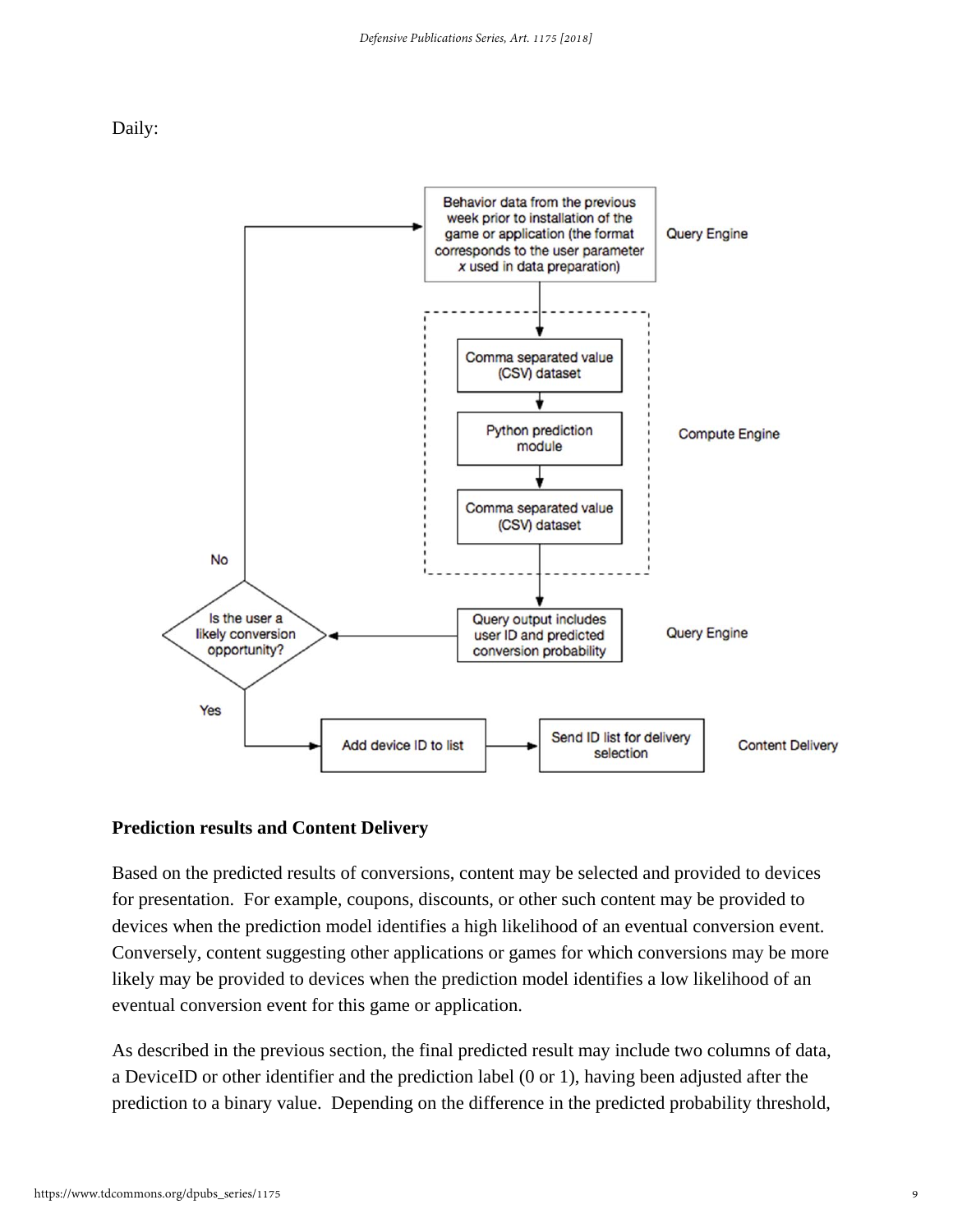Daily:

Behavior data from the previous week prior to installation of the game or application (the format corresponds to the user parameter *x* used in data preparation) — Query Engine

Comma separated value (CSV) dataset → Python prediction module → Comma separated value (CSV) dataset — Compute Engine

Query output includes user ID and predicted conversion probability — Query Engine

Is the user a likely conversion opportunity? No / Yes

Add device ID to list → Send ID list for delivery selection — Content Delivery

**Prediction results and Content Delivery**

Based on the predicted results of conversions, content may be selected and provided to devices for presentation. For example, coupons, discounts, or other such content may be provided to devices when the prediction model identifies a high likelihood of an eventual conversion event. Conversely, content suggesting other applications or games for which conversions may be more likely may be provided to devices when the prediction model identifies a low likelihood of an eventual conversion event for this game or application.

As described in the previous section, the final predicted result may include two columns of data, a DeviceID or other identifier and the prediction label (0 or 1), having been adjusted after the prediction to a binary value. Depending on the difference in the predicted probability threshold,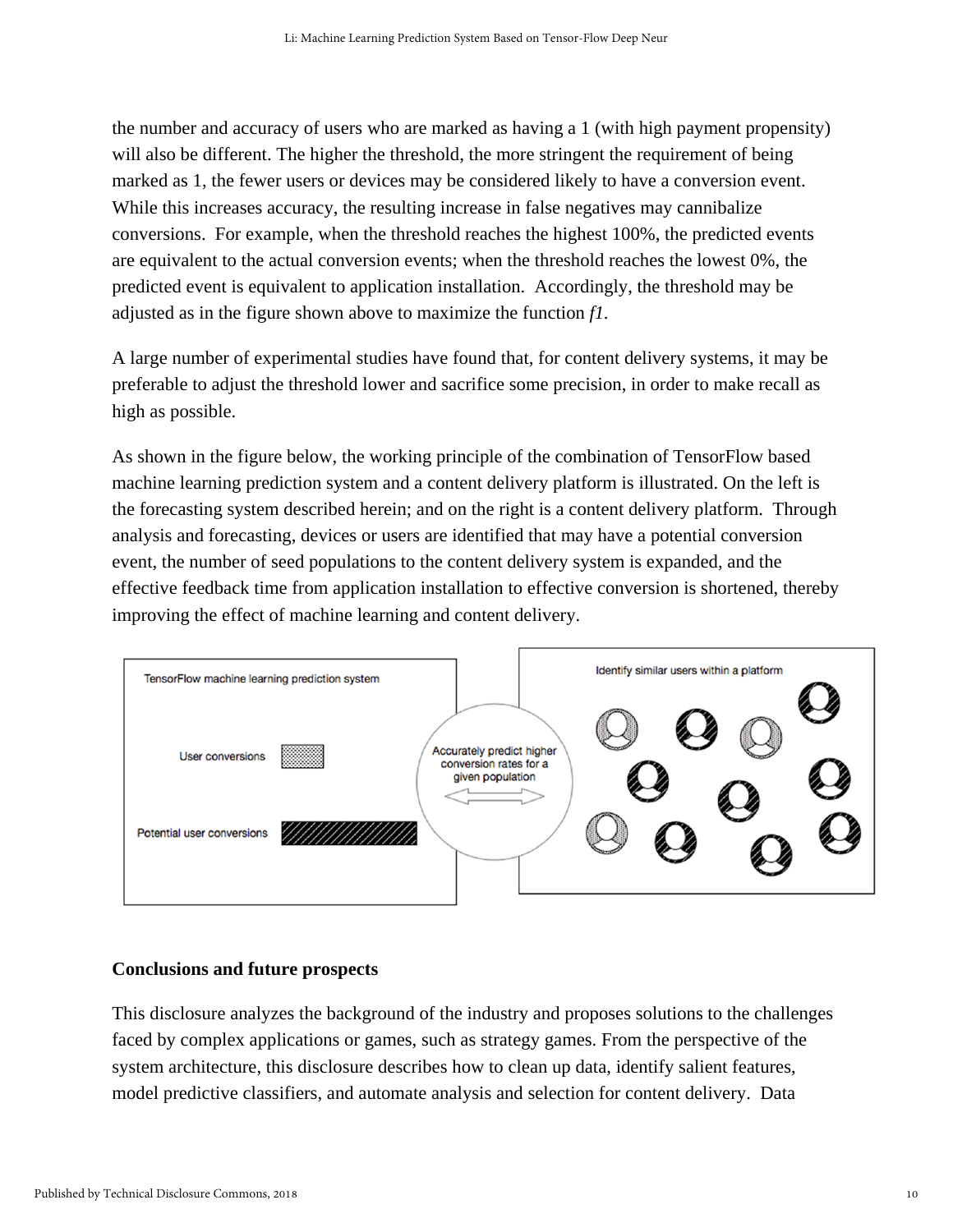the number and accuracy of users who are marked as having a 1 (with high payment propensity) will also be different. The higher the threshold, the more stringent the requirement of being marked as 1, the fewer users or devices may be considered likely to have a conversion event. While this increases accuracy, the resulting increase in false negatives may cannibalize conversions. For example, when the threshold reaches the highest 100%, the predicted events are equivalent to the actual conversion events; when the threshold reaches the lowest 0%, the predicted event is equivalent to application installation. Accordingly, the threshold may be adjusted as in the figure shown above to maximize the function *f1*.

A large number of experimental studies have found that, for content delivery systems, it may be preferable to adjust the threshold lower and sacrifice some precision, in order to make recall as high as possible.

As shown in the figure below, the working principle of the combination of TensorFlow based machine learning prediction system and a content delivery platform is illustrated. On the left is the forecasting system described herein; and on the right is a content delivery platform. Through analysis and forecasting, devices or users are identified that may have a potential conversion event, the number of seed populations to the content delivery system is expanded, and the effective feedback time from application installation to effective conversion is shortened, thereby improving the effect of machine learning and content delivery.

TensorFlow machine learning prediction system

User conversions

Potential user conversions

Accurately predict higher conversion rates for a given population

Identify similar users within a platform

**Conclusions and future prospects**

This disclosure analyzes the background of the industry and proposes solutions to the challenges faced by complex applications or games, such as strategy games. From the perspective of the system architecture, this disclosure describes how to clean up data, identify salient features, model predictive classifiers, and automate analysis and selection for content delivery. Data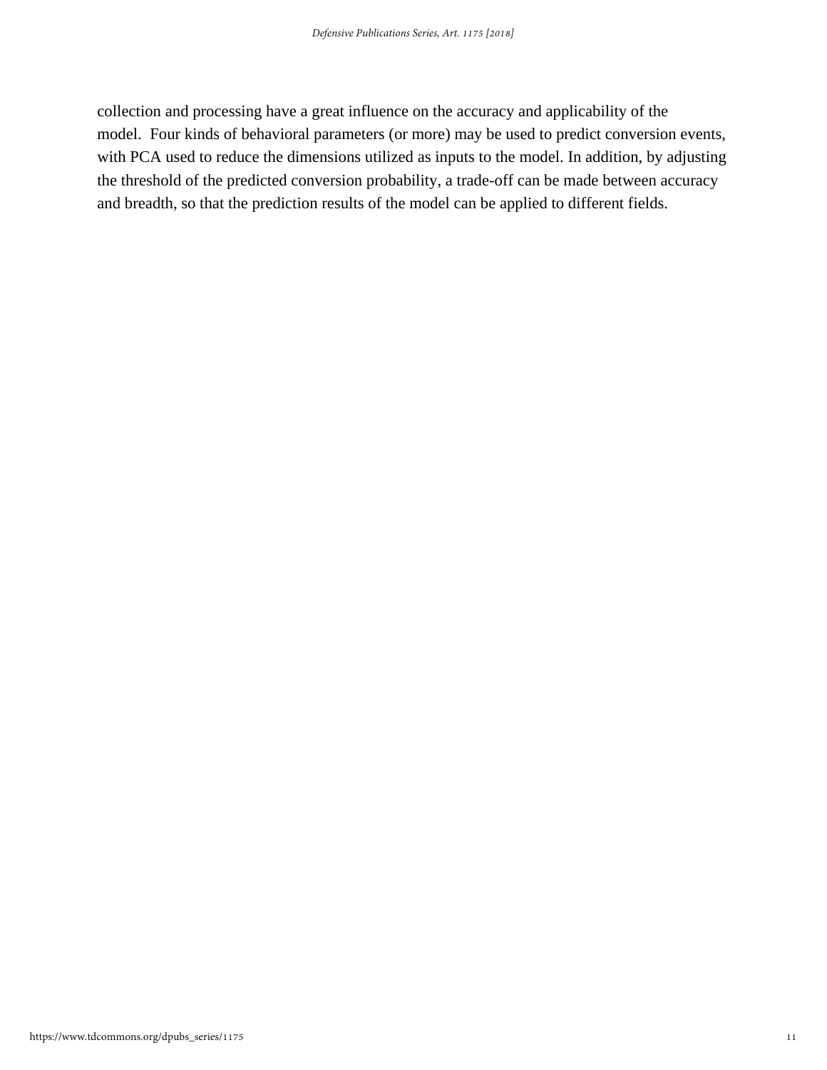collection and processing have a great influence on the accuracy and applicability of the model. Four kinds of behavioral parameters (or more) may be used to predict conversion events, with PCA used to reduce the dimensions utilized as inputs to the model. In addition, by adjusting the threshold of the predicted conversion probability, a trade-off can be made between accuracy and breadth, so that the prediction results of the model can be applied to different fields.